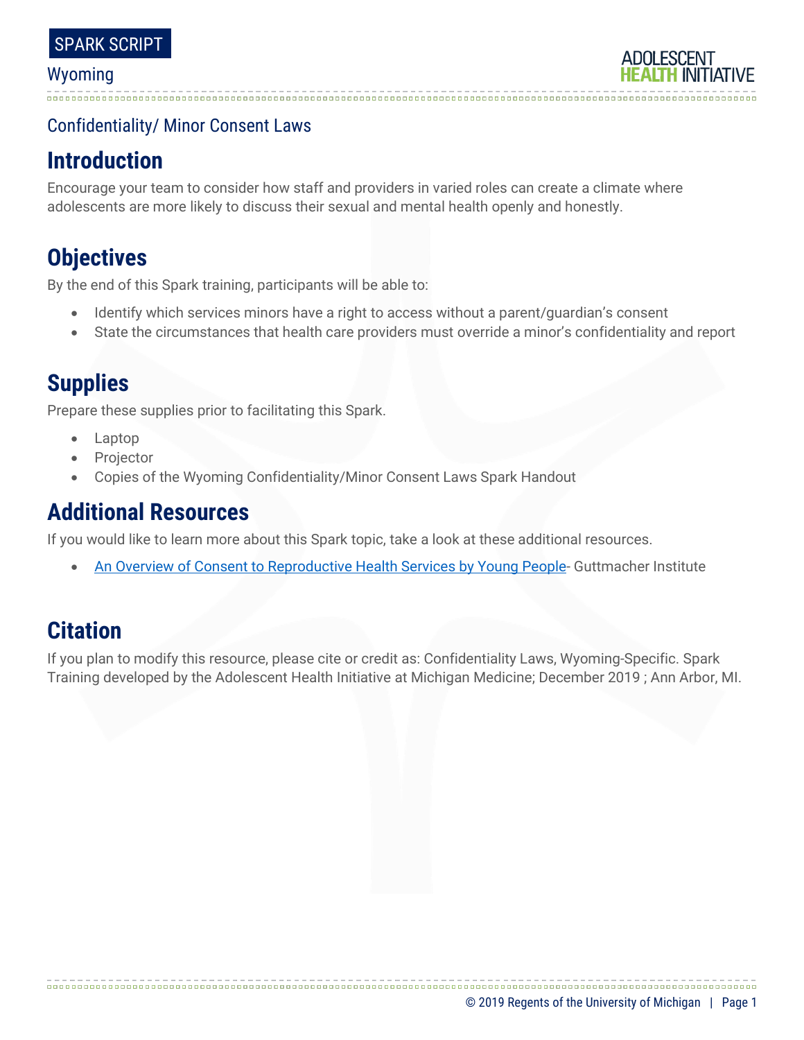SPARK SCRIPT

Wyoming

Confidentiality/ Minor Consent Laws

## Introduction

Encourage your team to consider how staff and providers in varied roles can create a climate where adolescents are more likely to discuss their sexual and mental health openly and honestly.

## Objectives

By the end of this Spark training, participants will be able to:

- Identify which services minors have a right to access without a parent/guardian's consent
- State the circumstances that health care providers must override a minor's confidentiality and report

## Supplies

Prepare these supplies prior to facilitating this Spark.

- Laptop
- Projector
- Copies of the Wyoming Confidentiality/Minor Consent Laws Spark Handout

## Additional Resources

If you would like to learn more about this Spark topic, take a look at these additional resources.

- An Overview of Consent to Reproductive Health Services by Young People- Guttmacher Institute

## Citation

If you plan to modify this resource, please cite or credit as: Confidentiality Laws, Wyoming-Specific. Spark Training developed by the Adolescent Health Initiative at Michigan Medicine; December 2019 ; Ann Arbor, MI.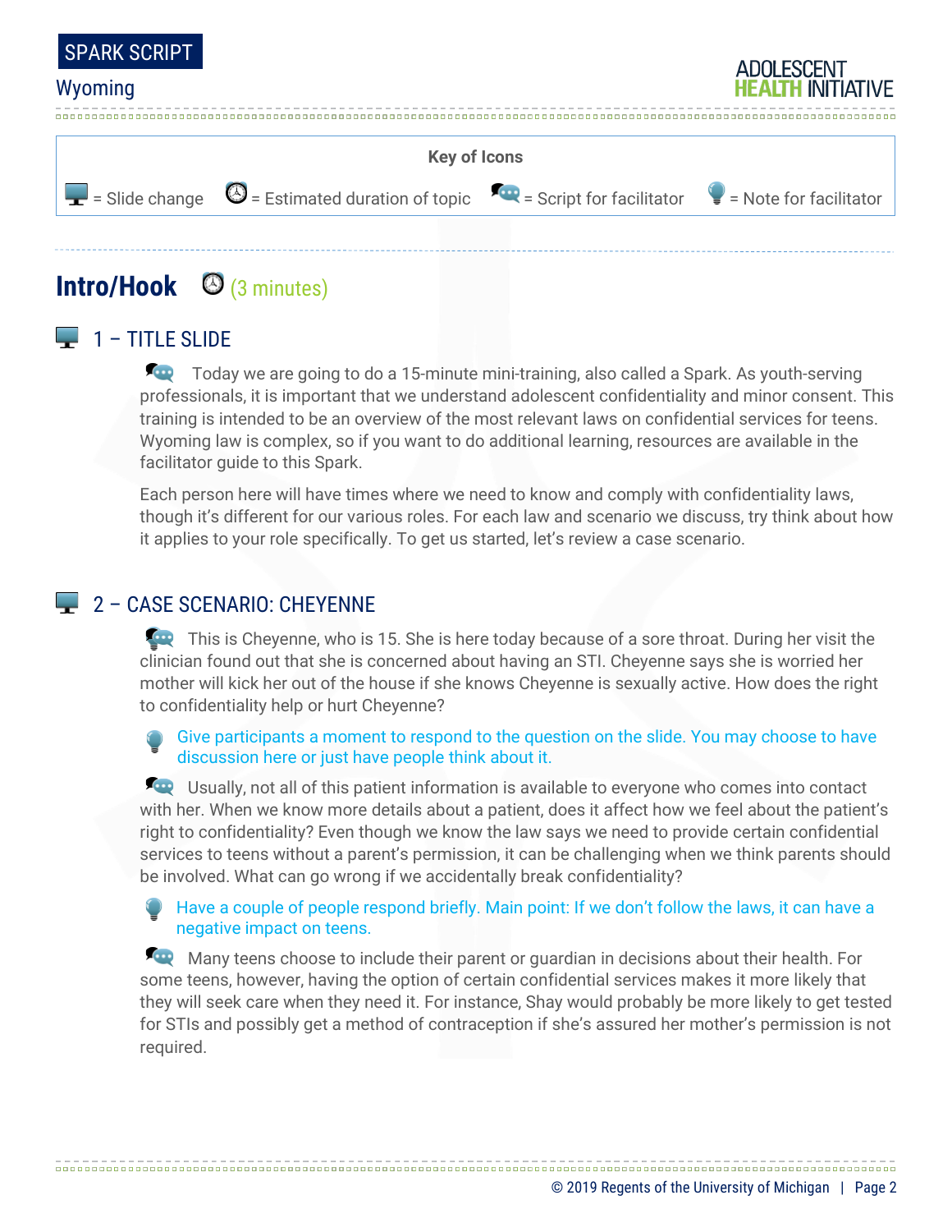SPARK SCRIPT

Wyoming

ADOLESCENT HEALTH INITIATIVE

**Key of Icons**

= Slide change = Estimated duration of topic = Script for facilitator = Note for facilitator

## Intro/Hook (3 minutes)

### 1 – TITLE SLIDE

Today we are going to do a 15-minute mini-training, also called a Spark. As youth-serving professionals, it is important that we understand adolescent confidentiality and minor consent. This training is intended to be an overview of the most relevant laws on confidential services for teens. Wyoming law is complex, so if you want to do additional learning, resources are available in the facilitator guide to this Spark.

Each person here will have times where we need to know and comply with confidentiality laws, though it's different for our various roles. For each law and scenario we discuss, try think about how it applies to your role specifically. To get us started, let's review a case scenario.

### 2 – CASE SCENARIO: CHEYENNE

This is Cheyenne, who is 15. She is here today because of a sore throat. During her visit the clinician found out that she is concerned about having an STI. Cheyenne says she is worried her mother will kick her out of the house if she knows Cheyenne is sexually active. How does the right to confidentiality help or hurt Cheyenne?

Give participants a moment to respond to the question on the slide. You may choose to have discussion here or just have people think about it.

Usually, not all of this patient information is available to everyone who comes into contact with her. When we know more details about a patient, does it affect how we feel about the patient's right to confidentiality? Even though we know the law says we need to provide certain confidential services to teens without a parent's permission, it can be challenging when we think parents should be involved. What can go wrong if we accidentally break confidentiality?

Have a couple of people respond briefly. Main point: If we don't follow the laws, it can have a negative impact on teens.

Many teens choose to include their parent or guardian in decisions about their health. For some teens, however, having the option of certain confidential services makes it more likely that they will seek care when they need it. For instance, Shay would probably be more likely to get tested for STIs and possibly get a method of contraception if she's assured her mother's permission is not required.

© 2019 Regents of the University of Michigan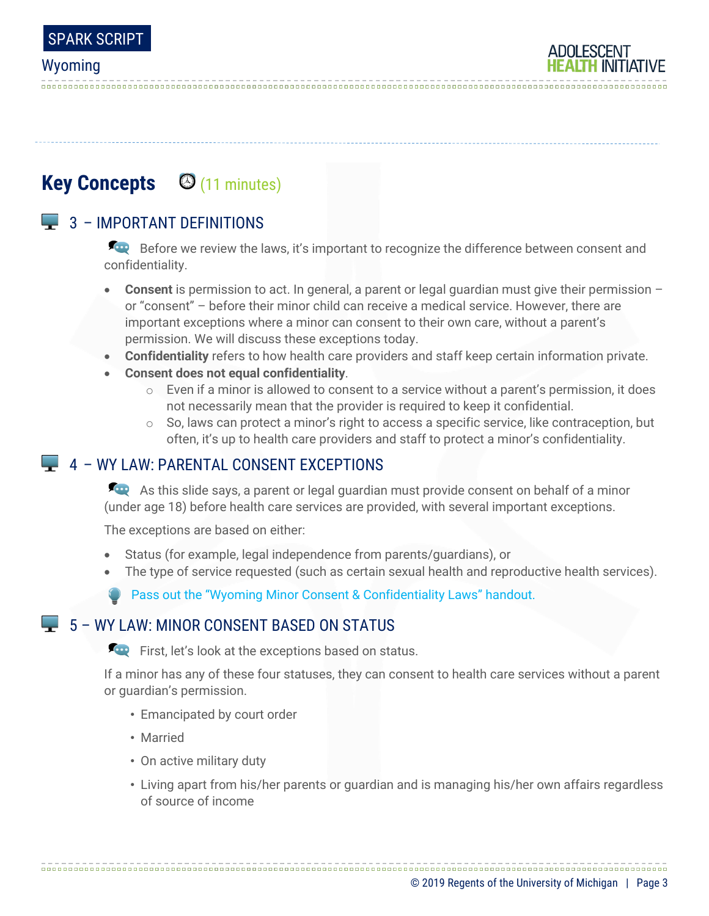## Key Concepts (11 minutes)

### 3 – IMPORTANT DEFINITIONS

Before we review the laws, it's important to recognize the difference between consent and confidentiality.

- **Consent** is permission to act. In general, a parent or legal guardian must give their permission – or "consent" – before their minor child can receive a medical service. However, there are important exceptions where a minor can consent to their own care, without a parent's permission. We will discuss these exceptions today.
- **Confidentiality** refers to how health care providers and staff keep certain information private.
- **Consent does not equal confidentiality**.
  - Even if a minor is allowed to consent to a service without a parent's permission, it does not necessarily mean that the provider is required to keep it confidential.
  - So, laws can protect a minor's right to access a specific service, like contraception, but often, it's up to health care providers and staff to protect a minor's confidentiality.

### 4 – WY LAW: PARENTAL CONSENT EXCEPTIONS

As this slide says, a parent or legal guardian must provide consent on behalf of a minor (under age 18) before health care services are provided, with several important exceptions.

The exceptions are based on either:

- Status (for example, legal independence from parents/guardians), or
- The type of service requested (such as certain sexual health and reproductive health services).

Pass out the "Wyoming Minor Consent & Confidentiality Laws" handout.

### 5 – WY LAW: MINOR CONSENT BASED ON STATUS

First, let's look at the exceptions based on status.

If a minor has any of these four statuses, they can consent to health care services without a parent or guardian's permission.

- Emancipated by court order
- Married
- On active military duty
- Living apart from his/her parents or guardian and is managing his/her own affairs regardless of source of income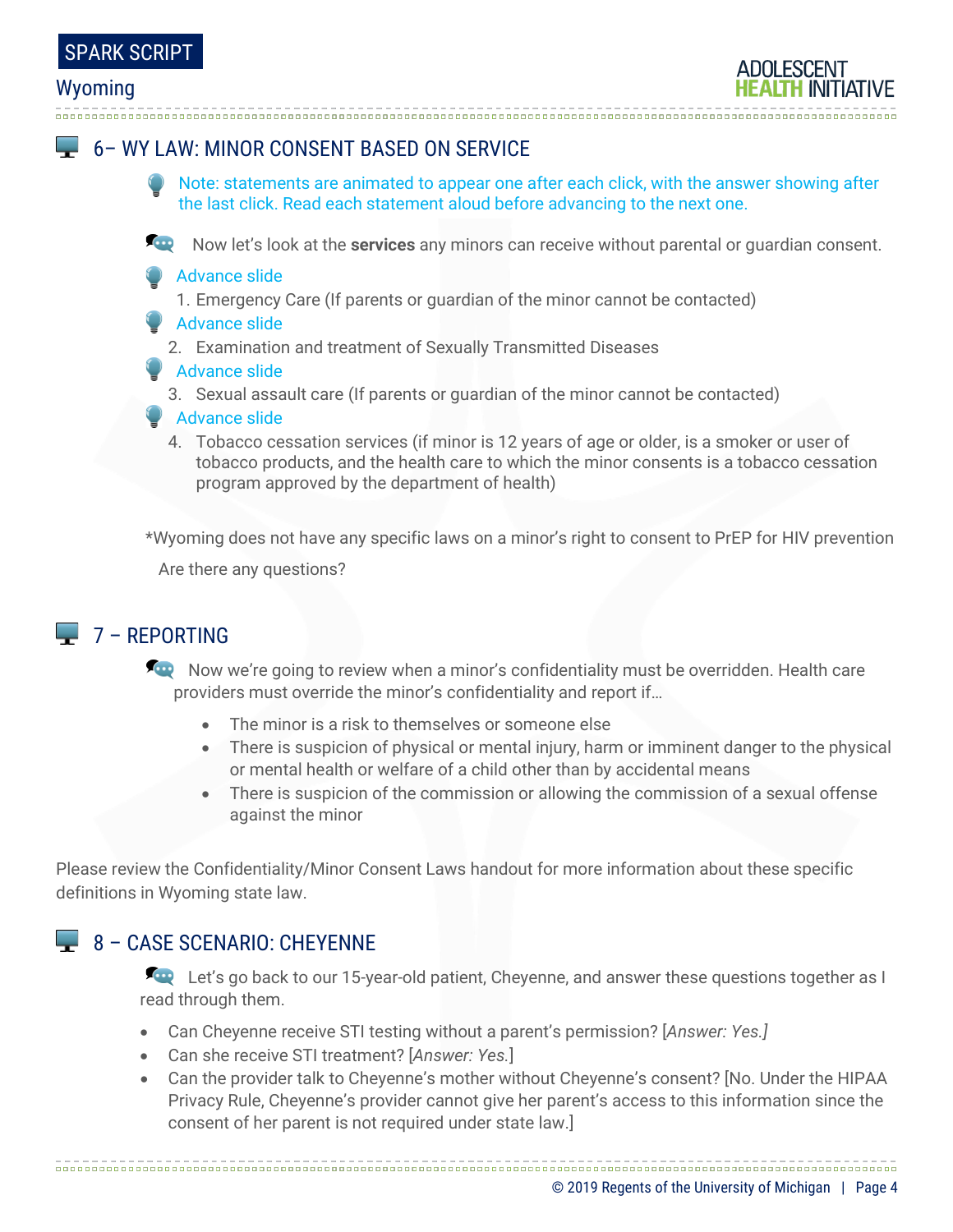## 6– WY LAW: MINOR CONSENT BASED ON SERVICE

Note: statements are animated to appear one after each click, with the answer showing after the last click. Read each statement aloud before advancing to the next one.

Now let's look at the **services** any minors can receive without parental or guardian consent.

Advance slide

1. Emergency Care (If parents or guardian of the minor cannot be contacted)

Advance slide

2. Examination and treatment of Sexually Transmitted Diseases

Advance slide

3. Sexual assault care (If parents or guardian of the minor cannot be contacted)

Advance slide

4. Tobacco cessation services (if minor is 12 years of age or older, is a smoker or user of tobacco products, and the health care to which the minor consents is a tobacco cessation program approved by the department of health)

*Wyoming does not have any specific laws on a minor's right to consent to PrEP for HIV prevention

Are there any questions?

## 7 – REPORTING

Now we're going to review when a minor's confidentiality must be overridden. Health care providers must override the minor's confidentiality and report if…

- The minor is a risk to themselves or someone else
- There is suspicion of physical or mental injury, harm or imminent danger to the physical or mental health or welfare of a child other than by accidental means
- There is suspicion of the commission or allowing the commission of a sexual offense against the minor

Please review the Confidentiality/Minor Consent Laws handout for more information about these specific definitions in Wyoming state law.

## 8 – CASE SCENARIO: CHEYENNE

Let's go back to our 15-year-old patient, Cheyenne, and answer these questions together as I read through them.

- Can Cheyenne receive STI testing without a parent's permission? [*Answer: Yes.*]
- Can she receive STI treatment? [*Answer: Yes.*]
- Can the provider talk to Cheyenne's mother without Cheyenne's consent? [No. Under the HIPAA Privacy Rule, Cheyenne's provider cannot give her parent's access to this information since the consent of her parent is not required under state law.]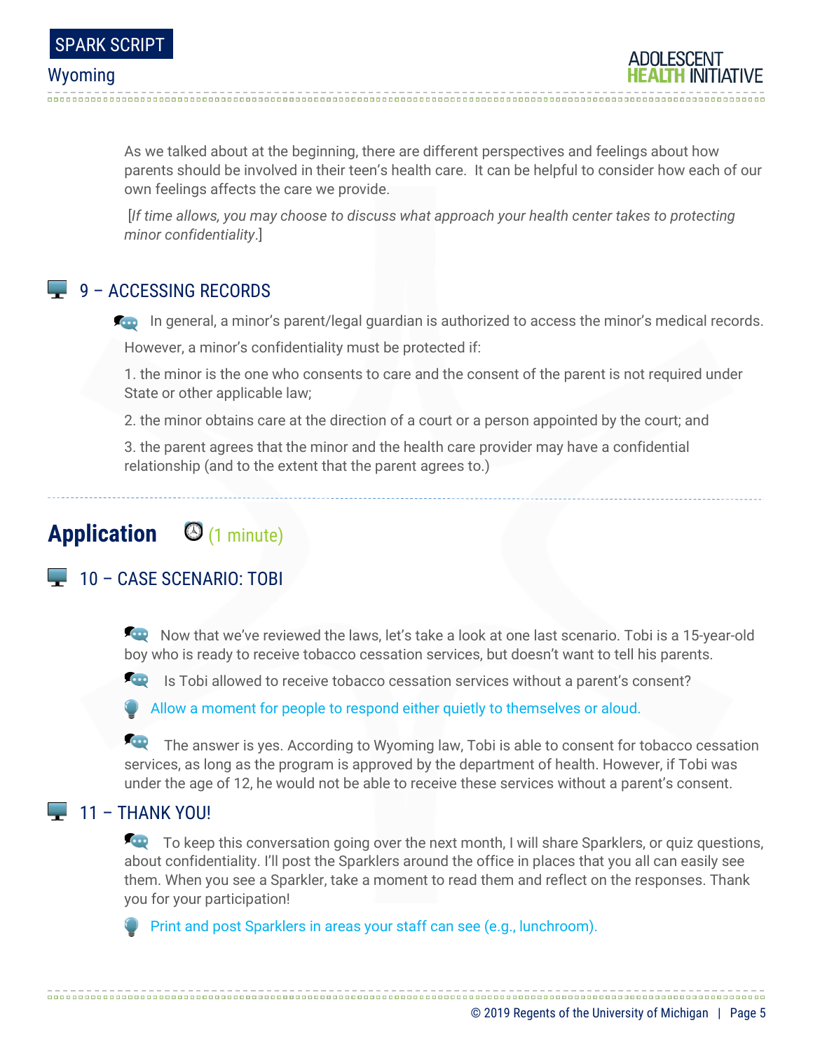As we talked about at the beginning, there are different perspectives and feelings about how parents should be involved in their teen's health care. It can be helpful to consider how each of our own feelings affects the care we provide.

[*If time allows, you may choose to discuss what approach your health center takes to protecting minor confidentiality*.]

### 9 – ACCESSING RECORDS

In general, a minor's parent/legal guardian is authorized to access the minor's medical records. However, a minor's confidentiality must be protected if:

1. the minor is the one who consents to care and the consent of the parent is not required under State or other applicable law;

2. the minor obtains care at the direction of a court or a person appointed by the court; and

3. the parent agrees that the minor and the health care provider may have a confidential relationship (and to the extent that the parent agrees to.)

## Application (1 minute)

### 10 – CASE SCENARIO: TOBI

Now that we've reviewed the laws, let's take a look at one last scenario. Tobi is a 15-year-old boy who is ready to receive tobacco cessation services, but doesn't want to tell his parents.

Is Tobi allowed to receive tobacco cessation services without a parent's consent?

Allow a moment for people to respond either quietly to themselves or aloud.

The answer is yes. According to Wyoming law, Tobi is able to consent for tobacco cessation services, as long as the program is approved by the department of health. However, if Tobi was under the age of 12, he would not be able to receive these services without a parent's consent.

### 11 – THANK YOU!

To keep this conversation going over the next month, I will share Sparklers, or quiz questions, about confidentiality. I'll post the Sparklers around the office in places that you all can easily see them. When you see a Sparkler, take a moment to read them and reflect on the responses. Thank you for your participation!

Print and post Sparklers in areas your staff can see (e.g., lunchroom).